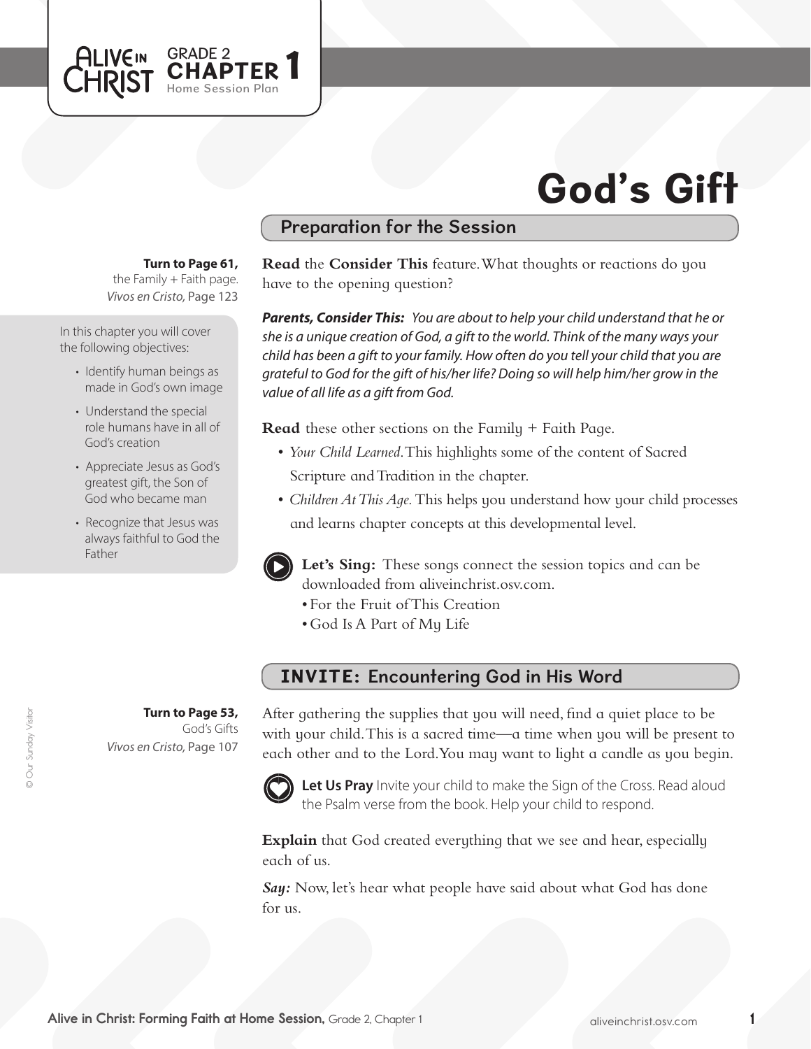ALIVE IN CHRIST GRADE 2 **CHAPTER 1** Home Session Plan

# God's Gift

## Preparation for the Session

**Turn to Page 61,**
the Family + Faith page.
*Vivos en Cristo,* Page 123

In this chapter you will cover the following objectives:

- Identify human beings as made in God's own image
- Understand the special role humans have in all of God's creation
- Appreciate Jesus as God's greatest gift, the Son of God who became man
- Recognize that Jesus was always faithful to God the Father

**Read** the **Consider This** feature. What thoughts or reactions do you have to the opening question?

***Parents, Consider This:*** *You are about to help your child understand that he or she is a unique creation of God, a gift to the world. Think of the many ways your child has been a gift to your family. How often do you tell your child that you are grateful to God for the gift of his/her life? Doing so will help him/her grow in the value of all life as a gift from God.*

**Read** these other sections on the Family + Faith Page.

- *Your Child Learned.* This highlights some of the content of Sacred Scripture and Tradition in the chapter.
- *Children At This Age.* This helps you understand how your child processes and learns chapter concepts at this developmental level.

**Let's Sing:** These songs connect the session topics and can be downloaded from aliveinchrist.osv.com.

- For the Fruit of This Creation
- God Is A Part of My Life

## INVITE: Encountering God in His Word

**Turn to Page 53,**
God's Gifts
*Vivos en Cristo,* Page 107

After gathering the supplies that you will need, find a quiet place to be with your child. This is a sacred time—a time when you will be present to each other and to the Lord. You may want to light a candle as you begin.

**Let Us Pray** Invite your child to make the Sign of the Cross. Read aloud the Psalm verse from the book. Help your child to respond.

**Explain** that God created everything that we see and hear, especially each of us.

***Say:*** Now, let's hear what people have said about what God has done for us.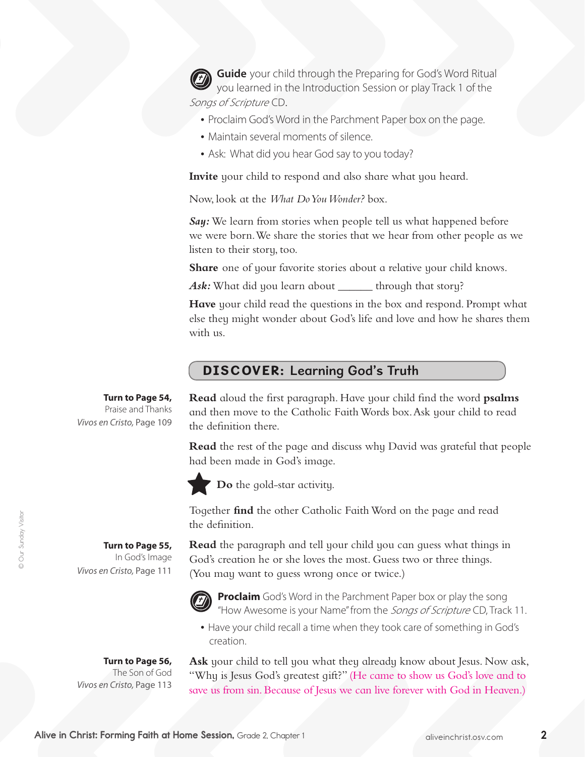**Guide** your child through the Preparing for God's Word Ritual you learned in the Introduction Session or play Track 1 of the *Songs of Scripture* CD.

- Proclaim God's Word in the Parchment Paper box on the page.
- Maintain several moments of silence.
- Ask: What did you hear God say to you today?

**Invite** your child to respond and also share what you heard.

Now, look at the *What Do You Wonder?* box.

***Say:*** We learn from stories when people tell us what happened before we were born. We share the stories that we hear from other people as we listen to their story, too.

**Share** one of your favorite stories about a relative your child knows.

***Ask:*** What did you learn about ______ through that story?

**Have** your child read the questions in the box and respond. Prompt what else they might wonder about God's life and love and how he shares them with us.

## DISCOVER: Learning God's Truth

**Turn to Page 54,** Praise and Thanks
*Vivos en Cristo,* Page 109

**Read** aloud the first paragraph. Have your child find the word **psalms** and then move to the Catholic Faith Words box. Ask your child to read the definition there.

**Read** the rest of the page and discuss why David was grateful that people had been made in God's image.

**Do** the gold-star activity.

Together **find** the other Catholic Faith Word on the page and read the definition.

**Turn to Page 55,** In God's Image
*Vivos en Cristo,* Page 111

**Read** the paragraph and tell your child you can guess what things in God's creation he or she loves the most. Guess two or three things. (You may want to guess wrong once or twice.)

**Proclaim** God's Word in the Parchment Paper box or play the song "How Awesome is your Name" from the *Songs of Scripture* CD, Track 11.

- Have your child recall a time when they took care of something in God's creation.

**Turn to Page 56,** The Son of God
*Vivos en Cristo,* Page 113

**Ask** your child to tell you what they already know about Jesus. Now ask, "Why is Jesus God's greatest gift?" (He came to show us God's love and to save us from sin. Because of Jesus we can live forever with God in Heaven.)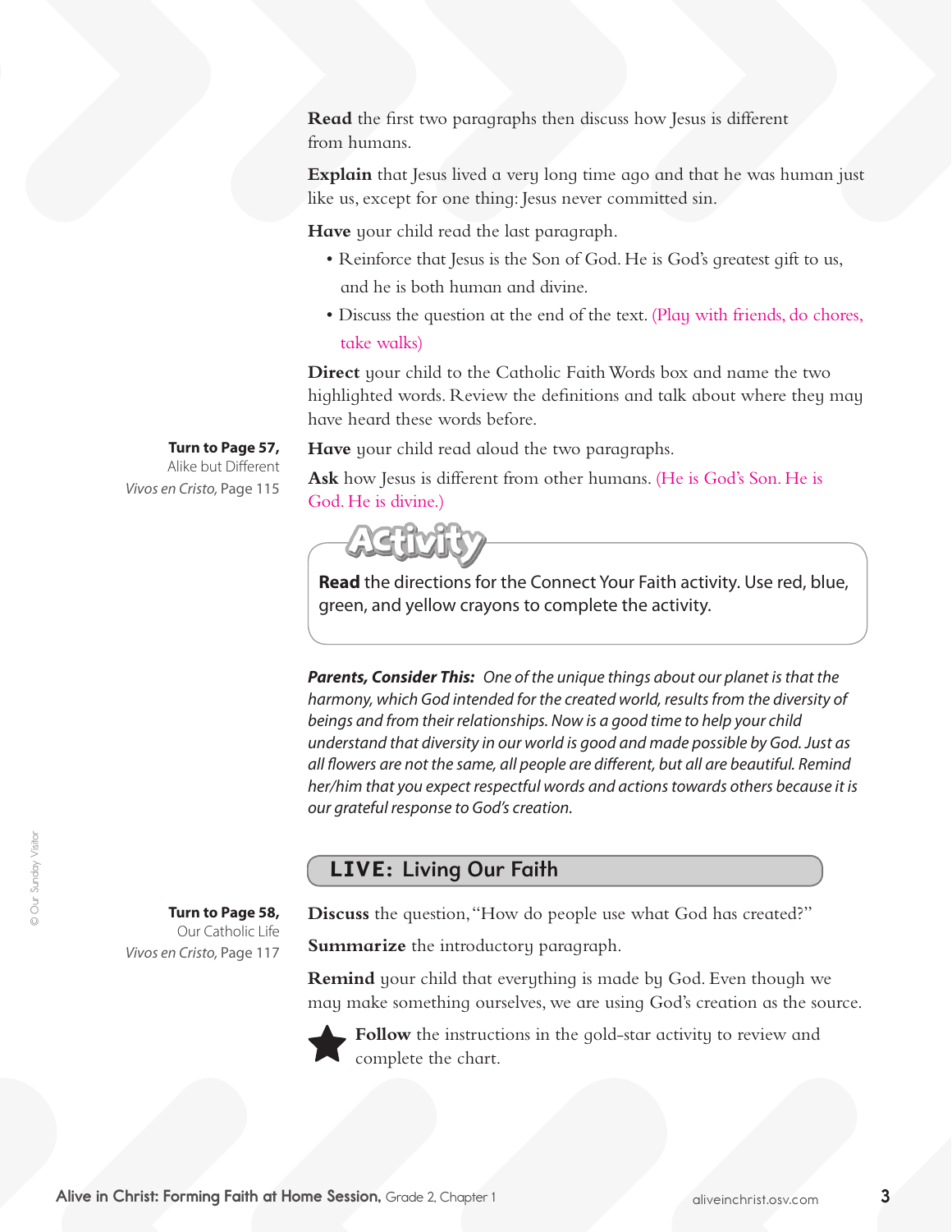**Read** the first two paragraphs then discuss how Jesus is different from humans.

**Explain** that Jesus lived a very long time ago and that he was human just like us, except for one thing: Jesus never committed sin.

**Have** your child read the last paragraph.

- Reinforce that Jesus is the Son of God. He is God's greatest gift to us, and he is both human and divine.
- Discuss the question at the end of the text. (Play with friends, do chores, take walks)

**Direct** your child to the Catholic Faith Words box and name the two highlighted words. Review the definitions and talk about where they may have heard these words before.

**Turn to Page 57,**
Alike but Different
*Vivos en Cristo*, Page 115

**Have** your child read aloud the two paragraphs.

**Ask** how Jesus is different from other humans. (He is God's Son. He is God. He is divine.)

**Activity**

**Read** the directions for the Connect Your Faith activity. Use red, blue, green, and yellow crayons to complete the activity.

***Parents, Consider This:*** *One of the unique things about our planet is that the harmony, which God intended for the created world, results from the diversity of beings and from their relationships. Now is a good time to help your child understand that diversity in our world is good and made possible by God. Just as all flowers are not the same, all people are different, but all are beautiful. Remind her/him that you expect respectful words and actions towards others because it is our grateful response to God's creation.*

## LIVE: Living Our Faith

**Turn to Page 58,**
Our Catholic Life
*Vivos en Cristo*, Page 117

**Discuss** the question, "How do people use what God has created?"

**Summarize** the introductory paragraph.

**Remind** your child that everything is made by God. Even though we may make something ourselves, we are using God's creation as the source.

★ **Follow** the instructions in the gold-star activity to review and complete the chart.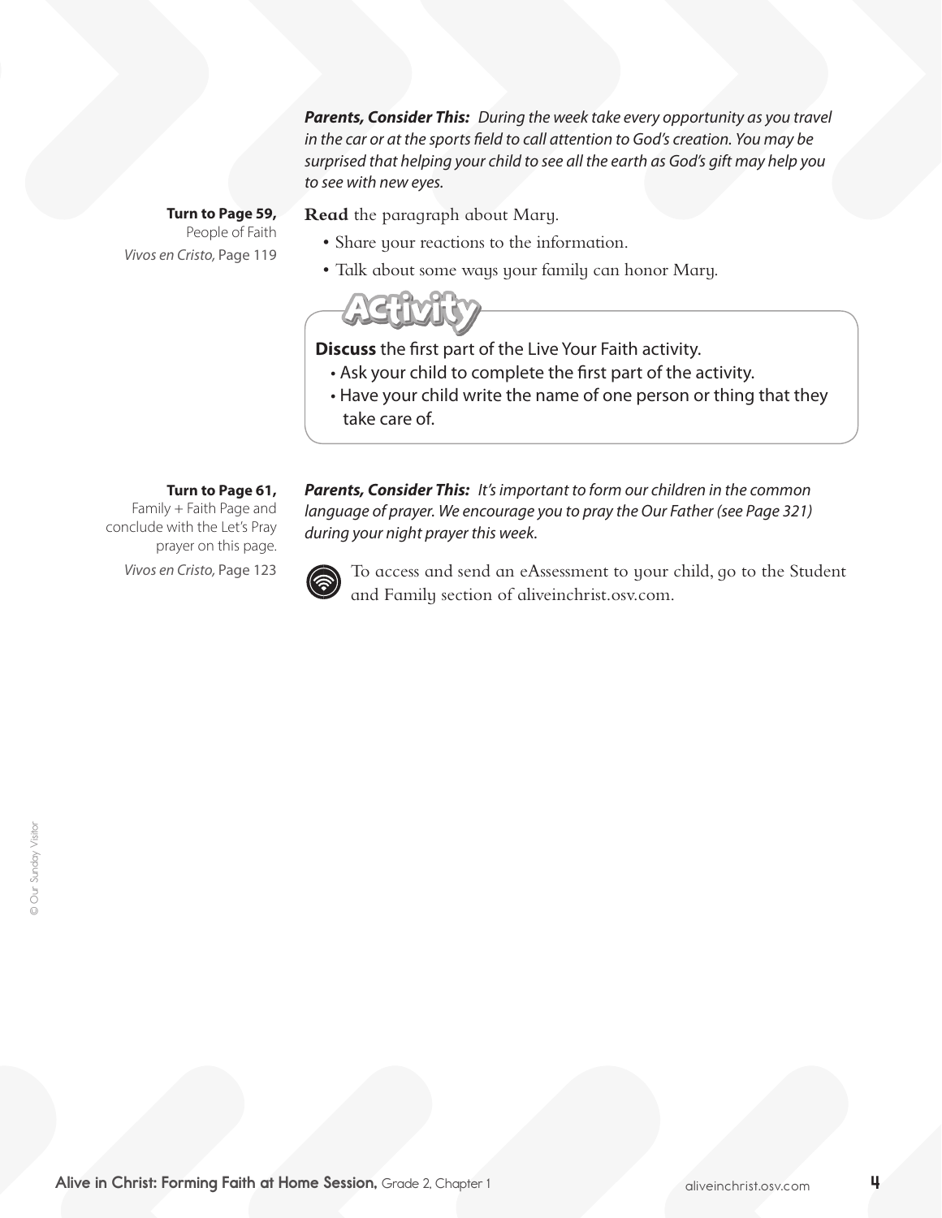***Parents, Consider This:*** *During the week take every opportunity as you travel in the car or at the sports field to call attention to God's creation. You may be surprised that helping your child to see all the earth as God's gift may help you to see with new eyes.*

**Turn to Page 59,**
People of Faith
*Vivos en Cristo,* Page 119

**Read** the paragraph about Mary.

- Share your reactions to the information.
- Talk about some ways your family can honor Mary.

**Activity**

**Discuss** the first part of the Live Your Faith activity.

- Ask your child to complete the first part of the activity.
- Have your child write the name of one person or thing that they take care of.

**Turn to Page 61,**
Family + Faith Page and conclude with the Let's Pray prayer on this page.
*Vivos en Cristo,* Page 123

***Parents, Consider This:*** *It's important to form our children in the common language of prayer. We encourage you to pray the Our Father (see Page 321) during your night prayer this week.*

To access and send an eAssessment to your child, go to the Student and Family section of aliveinchrist.osv.com.

© Our Sunday Visitor